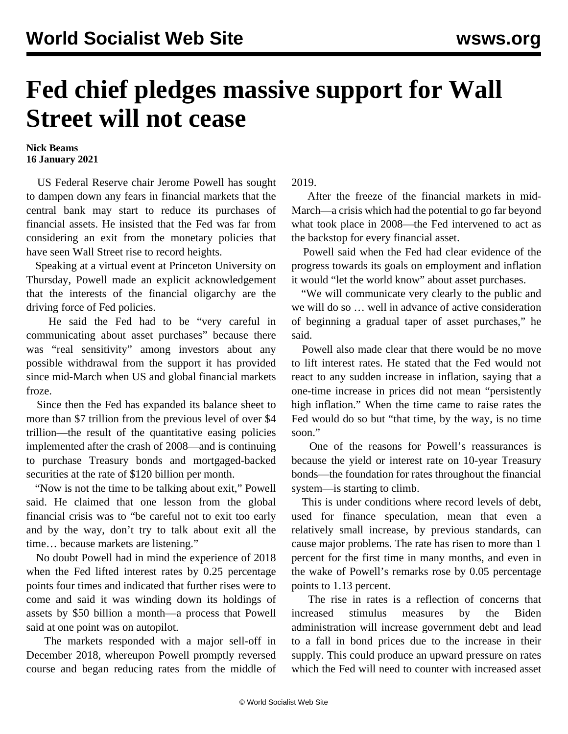# Fed chief pledges massive support for Wall Street will not cease

**Nick Beams**
**16 January 2021**

US Federal Reserve chair Jerome Powell has sought to dampen down any fears in financial markets that the central bank may start to reduce its purchases of financial assets. He insisted that the Fed was far from considering an exit from the monetary policies that have seen Wall Street rise to record heights.

Speaking at a virtual event at Princeton University on Thursday, Powell made an explicit acknowledgement that the interests of the financial oligarchy are the driving force of Fed policies.

He said the Fed had to be "very careful in communicating about asset purchases" because there was "real sensitivity" among investors about any possible withdrawal from the support it has provided since mid-March when US and global financial markets froze.

Since then the Fed has expanded its balance sheet to more than $7 trillion from the previous level of over $4 trillion—the result of the quantitative easing policies implemented after the crash of 2008—and is continuing to purchase Treasury bonds and mortgaged-backed securities at the rate of $120 billion per month.

"Now is not the time to be talking about exit," Powell said. He claimed that one lesson from the global financial crisis was to "be careful not to exit too early and by the way, don't try to talk about exit all the time… because markets are listening."

No doubt Powell had in mind the experience of 2018 when the Fed lifted interest rates by 0.25 percentage points four times and indicated that further rises were to come and said it was winding down its holdings of assets by $50 billion a month—a process that Powell said at one point was on autopilot.

The markets responded with a major sell-off in December 2018, whereupon Powell promptly reversed course and began reducing rates from the middle of 2019.

After the freeze of the financial markets in mid-March—a crisis which had the potential to go far beyond what took place in 2008—the Fed intervened to act as the backstop for every financial asset.

Powell said when the Fed had clear evidence of the progress towards its goals on employment and inflation it would "let the world know" about asset purchases.

"We will communicate very clearly to the public and we will do so … well in advance of active consideration of beginning a gradual taper of asset purchases," he said.

Powell also made clear that there would be no move to lift interest rates. He stated that the Fed would not react to any sudden increase in inflation, saying that a one-time increase in prices did not mean "persistently high inflation." When the time came to raise rates the Fed would do so but "that time, by the way, is no time soon."

One of the reasons for Powell's reassurances is because the yield or interest rate on 10-year Treasury bonds—the foundation for rates throughout the financial system—is starting to climb.

This is under conditions where record levels of debt, used for finance speculation, mean that even a relatively small increase, by previous standards, can cause major problems. The rate has risen to more than 1 percent for the first time in many months, and even in the wake of Powell's remarks rose by 0.05 percentage points to 1.13 percent.

The rise in rates is a reflection of concerns that increased stimulus measures by the Biden administration will increase government debt and lead to a fall in bond prices due to the increase in their supply. This could produce an upward pressure on rates which the Fed will need to counter with increased asset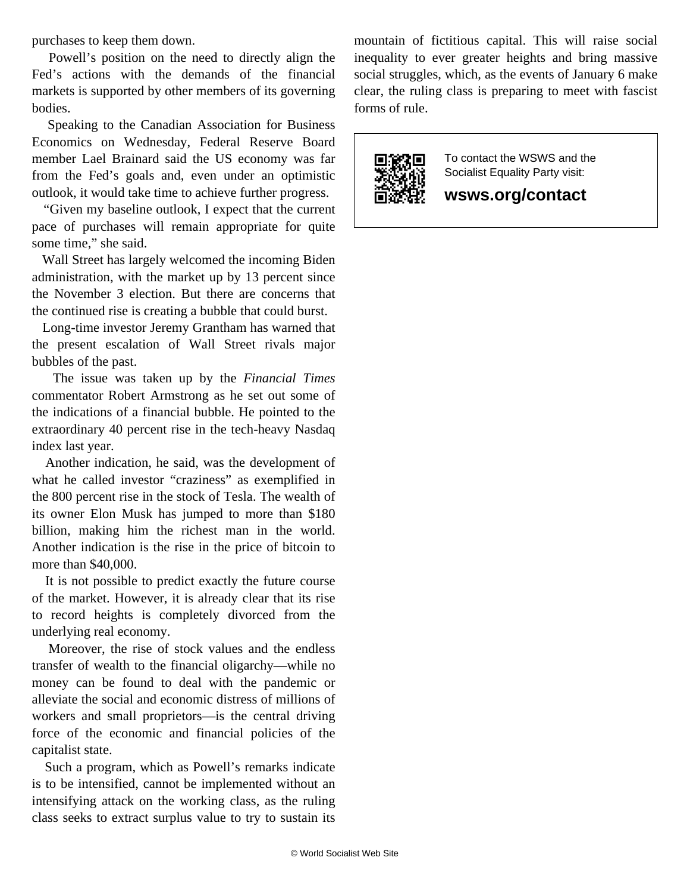purchases to keep them down.

Powell's position on the need to directly align the Fed's actions with the demands of the financial markets is supported by other members of its governing bodies.

Speaking to the Canadian Association for Business Economics on Wednesday, Federal Reserve Board member Lael Brainard said the US economy was far from the Fed's goals and, even under an optimistic outlook, it would take time to achieve further progress.

"Given my baseline outlook, I expect that the current pace of purchases will remain appropriate for quite some time," she said.

Wall Street has largely welcomed the incoming Biden administration, with the market up by 13 percent since the November 3 election. But there are concerns that the continued rise is creating a bubble that could burst.

Long-time investor Jeremy Grantham has warned that the present escalation of Wall Street rivals major bubbles of the past.

The issue was taken up by the *Financial Times* commentator Robert Armstrong as he set out some of the indications of a financial bubble. He pointed to the extraordinary 40 percent rise in the tech-heavy Nasdaq index last year.

Another indication, he said, was the development of what he called investor "craziness" as exemplified in the 800 percent rise in the stock of Tesla. The wealth of its owner Elon Musk has jumped to more than $180 billion, making him the richest man in the world. Another indication is the rise in the price of bitcoin to more than $40,000.

It is not possible to predict exactly the future course of the market. However, it is already clear that its rise to record heights is completely divorced from the underlying real economy.

Moreover, the rise of stock values and the endless transfer of wealth to the financial oligarchy—while no money can be found to deal with the pandemic or alleviate the social and economic distress of millions of workers and small proprietors—is the central driving force of the economic and financial policies of the capitalist state.

Such a program, which as Powell's remarks indicate is to be intensified, cannot be implemented without an intensifying attack on the working class, as the ruling class seeks to extract surplus value to try to sustain its mountain of fictitious capital. This will raise social inequality to ever greater heights and bring massive social struggles, which, as the events of January 6 make clear, the ruling class is preparing to meet with fascist forms of rule.

To contact the WSWS and the Socialist Equality Party visit:

**wsws.org/contact**